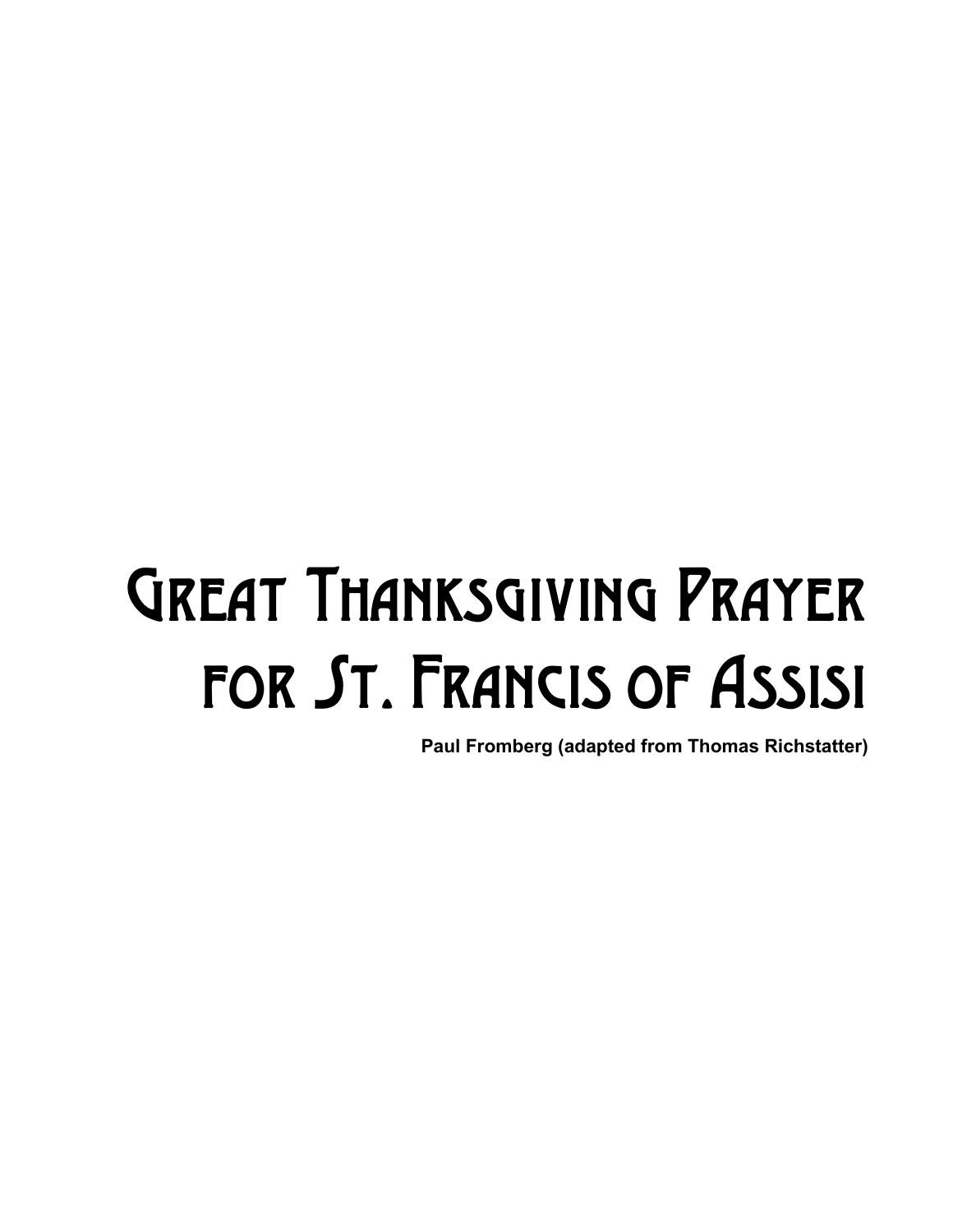# Great Thanksgiving Prayer for St. Francis of Assisi

**Paul Fromberg (adapted from Thomas Richstatter)**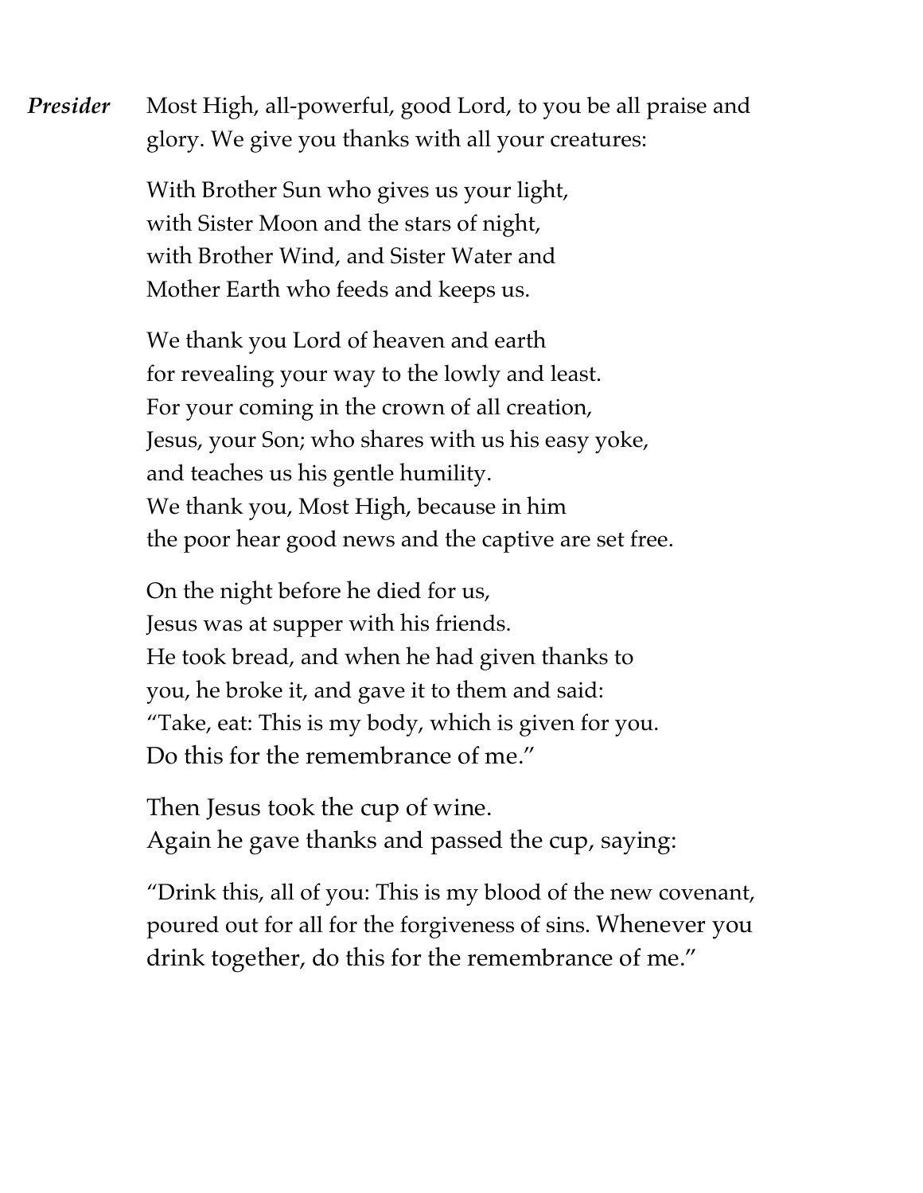***Presider*** Most High, all-powerful, good Lord, to you be all praise and glory. We give you thanks with all your creatures:

With Brother Sun who gives us your light,
with Sister Moon and the stars of night,
with Brother Wind, and Sister Water and
Mother Earth who feeds and keeps us.

We thank you Lord of heaven and earth
for revealing your way to the lowly and least.
For your coming in the crown of all creation,
Jesus, your Son; who shares with us his easy yoke,
and teaches us his gentle humility.
We thank you, Most High, because in him
the poor hear good news and the captive are set free.

On the night before he died for us,
Jesus was at supper with his friends.
He took bread, and when he had given thanks to
you, he broke it, and gave it to them and said:
"Take, eat: This is my body, which is given for you.
Do this for the remembrance of me."

Then Jesus took the cup of wine.
Again he gave thanks and passed the cup, saying:

"Drink this, all of you: This is my blood of the new covenant,
poured out for all for the forgiveness of sins. Whenever you
drink together, do this for the remembrance of me."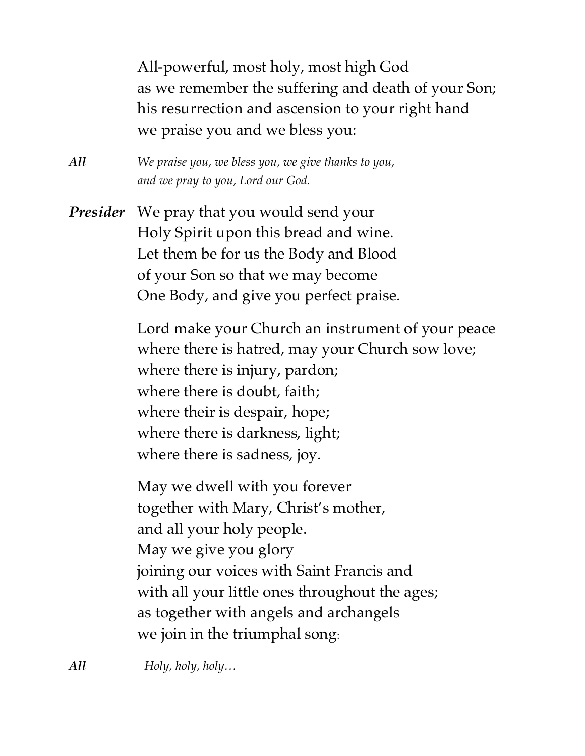All-powerful, most holy, most high God  
as we remember the suffering and death of your Son;  
his resurrection and ascension to your right hand  
we praise you and we bless you:

***All*** *We praise you, we bless you, we give thanks to you,*  
*and we pray to you, Lord our God.*

***Presider*** We pray that you would send your  
Holy Spirit upon this bread and wine.  
Let them be for us the Body and Blood  
of your Son so that we may become  
One Body, and give you perfect praise.

Lord make your Church an instrument of your peace  
where there is hatred, may your Church sow love;  
where there is injury, pardon;  
where there is doubt, faith;  
where their is despair, hope;  
where there is darkness, light;  
where there is sadness, joy.

May we dwell with you forever  
together with Mary, Christ's mother,  
and all your holy people.  
May we give you glory  
joining our voices with Saint Francis and  
with all your little ones throughout the ages;  
as together with angels and archangels  
we join in the triumphal song:

***All*** *Holy, holy, holy…*